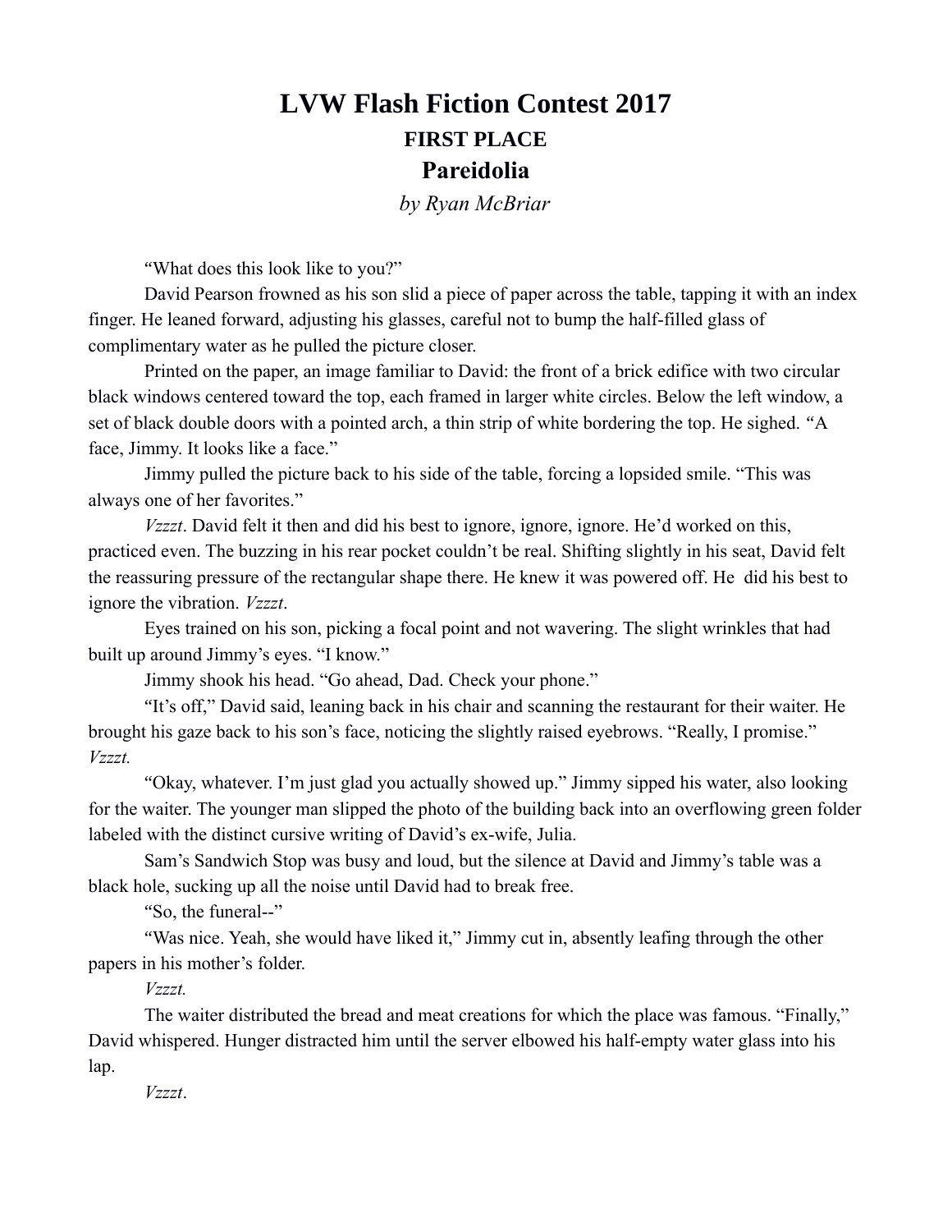# LVW Flash Fiction Contest 2017

## FIRST PLACE

## Pareidolia

*by Ryan McBriar*

"What does this look like to you?"

David Pearson frowned as his son slid a piece of paper across the table, tapping it with an index finger. He leaned forward, adjusting his glasses, careful not to bump the half-filled glass of complimentary water as he pulled the picture closer.

Printed on the paper, an image familiar to David: the front of a brick edifice with two circular black windows centered toward the top, each framed in larger white circles. Below the left window, a set of black double doors with a pointed arch, a thin strip of white bordering the top. He sighed. "A face, Jimmy. It looks like a face."

Jimmy pulled the picture back to his side of the table, forcing a lopsided smile. "This was always one of her favorites."

*Vzzzt*. David felt it then and did his best to ignore, ignore, ignore. He'd worked on this, practiced even. The buzzing in his rear pocket couldn't be real. Shifting slightly in his seat, David felt the reassuring pressure of the rectangular shape there. He knew it was powered off. He did his best to ignore the vibration. *Vzzzt*.

Eyes trained on his son, picking a focal point and not wavering. The slight wrinkles that had built up around Jimmy's eyes. "I know."

Jimmy shook his head. "Go ahead, Dad. Check your phone."

"It's off," David said, leaning back in his chair and scanning the restaurant for their waiter. He brought his gaze back to his son's face, noticing the slightly raised eyebrows. "Really, I promise." *Vzzzt.*

"Okay, whatever. I'm just glad you actually showed up." Jimmy sipped his water, also looking for the waiter. The younger man slipped the photo of the building back into an overflowing green folder labeled with the distinct cursive writing of David's ex-wife, Julia.

Sam's Sandwich Stop was busy and loud, but the silence at David and Jimmy's table was a black hole, sucking up all the noise until David had to break free.

"So, the funeral--"

"Was nice. Yeah, she would have liked it," Jimmy cut in, absently leafing through the other papers in his mother's folder.

*Vzzzt.*

The waiter distributed the bread and meat creations for which the place was famous. "Finally," David whispered. Hunger distracted him until the server elbowed his half-empty water glass into his lap.

*Vzzzt*.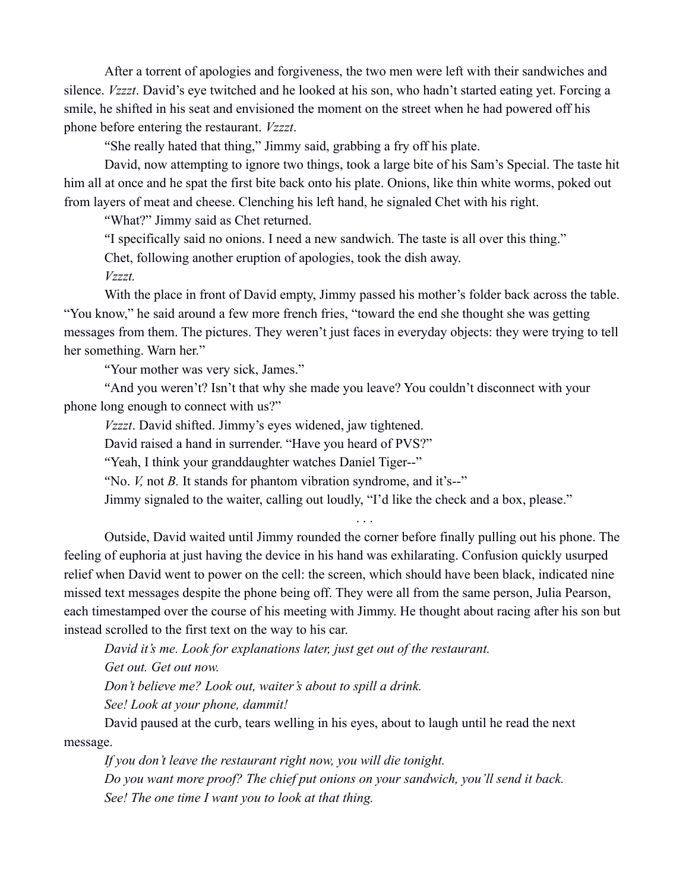After a torrent of apologies and forgiveness, the two men were left with their sandwiches and silence. *Vzzzt*. David's eye twitched and he looked at his son, who hadn't started eating yet. Forcing a smile, he shifted in his seat and envisioned the moment on the street when he had powered off his phone before entering the restaurant. *Vzzzt*.

"She really hated that thing," Jimmy said, grabbing a fry off his plate.

David, now attempting to ignore two things, took a large bite of his Sam's Special. The taste hit him all at once and he spat the first bite back onto his plate. Onions, like thin white worms, poked out from layers of meat and cheese. Clenching his left hand, he signaled Chet with his right.

"What?" Jimmy said as Chet returned.

"I specifically said no onions. I need a new sandwich. The taste is all over this thing."

Chet, following another eruption of apologies, took the dish away.

*Vzzzt.*

With the place in front of David empty, Jimmy passed his mother's folder back across the table. "You know," he said around a few more french fries, "toward the end she thought she was getting messages from them. The pictures. They weren't just faces in everyday objects: they were trying to tell her something. Warn her."

"Your mother was very sick, James."

"And you weren't? Isn't that why she made you leave? You couldn't disconnect with your phone long enough to connect with us?"

*Vzzzt*. David shifted. Jimmy's eyes widened, jaw tightened.

David raised a hand in surrender. "Have you heard of PVS?"

"Yeah, I think your granddaughter watches Daniel Tiger--"

"No. *V,* not *B*. It stands for phantom vibration syndrome, and it's--"

Jimmy signaled to the waiter, calling out loudly, "I'd like the check and a box, please."

. . .

Outside, David waited until Jimmy rounded the corner before finally pulling out his phone. The feeling of euphoria at just having the device in his hand was exhilarating. Confusion quickly usurped relief when David went to power on the cell: the screen, which should have been black, indicated nine missed text messages despite the phone being off. They were all from the same person, Julia Pearson, each timestamped over the course of his meeting with Jimmy. He thought about racing after his son but instead scrolled to the first text on the way to his car.

*David it's me. Look for explanations later, just get out of the restaurant.*

*Get out. Get out now.*

*Don't believe me? Look out, waiter's about to spill a drink.*

*See! Look at your phone, dammit!*

David paused at the curb, tears welling in his eyes, about to laugh until he read the next message.

*If you don't leave the restaurant right now, you will die tonight.*

*Do you want more proof? The chief put onions on your sandwich, you'll send it back.*

*See! The one time I want you to look at that thing.*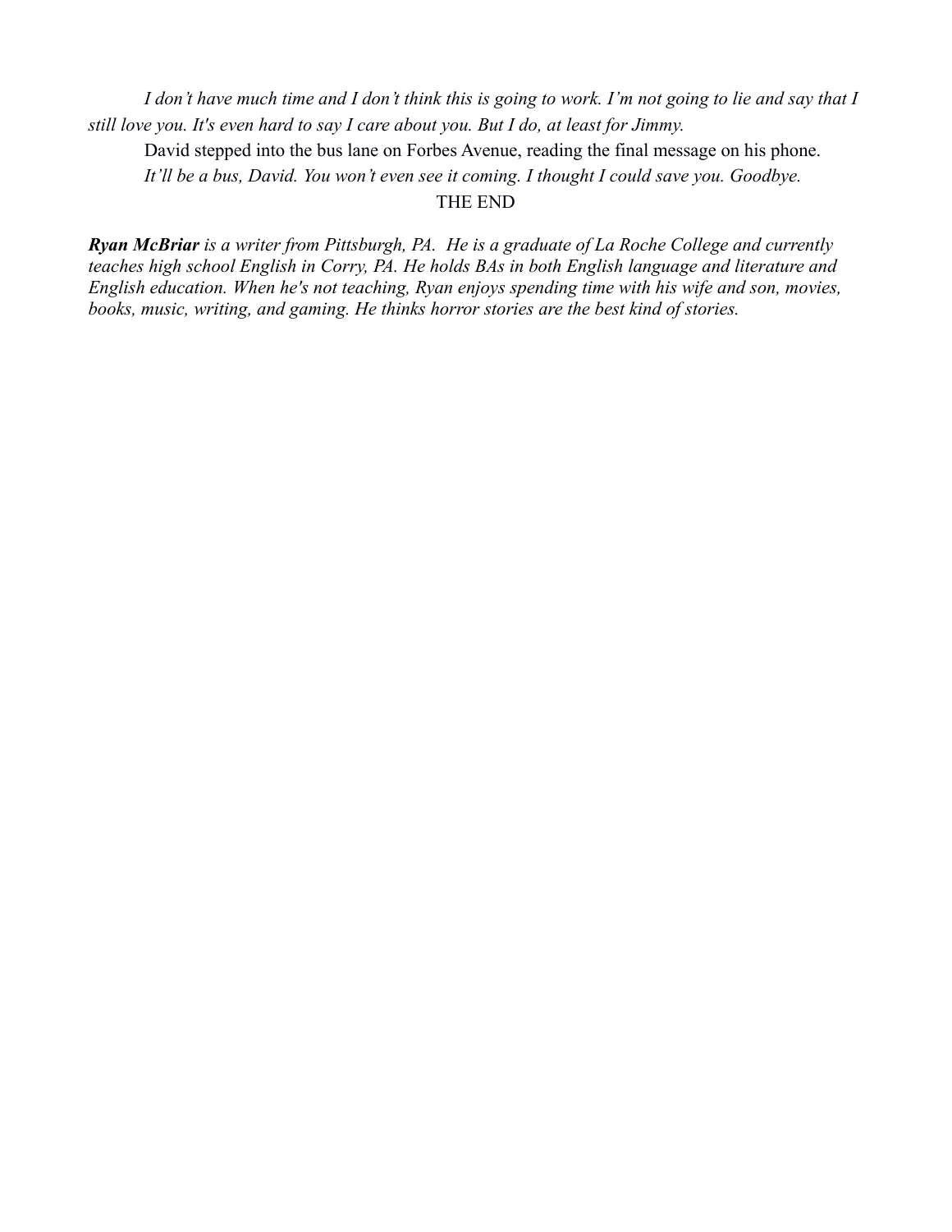*I don't have much time and I don't think this is going to work. I'm not going to lie and say that I still love you. It's even hard to say I care about you. But I do, at least for Jimmy.*

David stepped into the bus lane on Forbes Avenue, reading the final message on his phone.

*It'll be a bus, David. You won't even see it coming. I thought I could save you. Goodbye.*

THE END

***Ryan McBriar*** *is a writer from Pittsburgh, PA. He is a graduate of La Roche College and currently teaches high school English in Corry, PA. He holds BAs in both English language and literature and English education. When he's not teaching, Ryan enjoys spending time with his wife and son, movies, books, music, writing, and gaming. He thinks horror stories are the best kind of stories.*